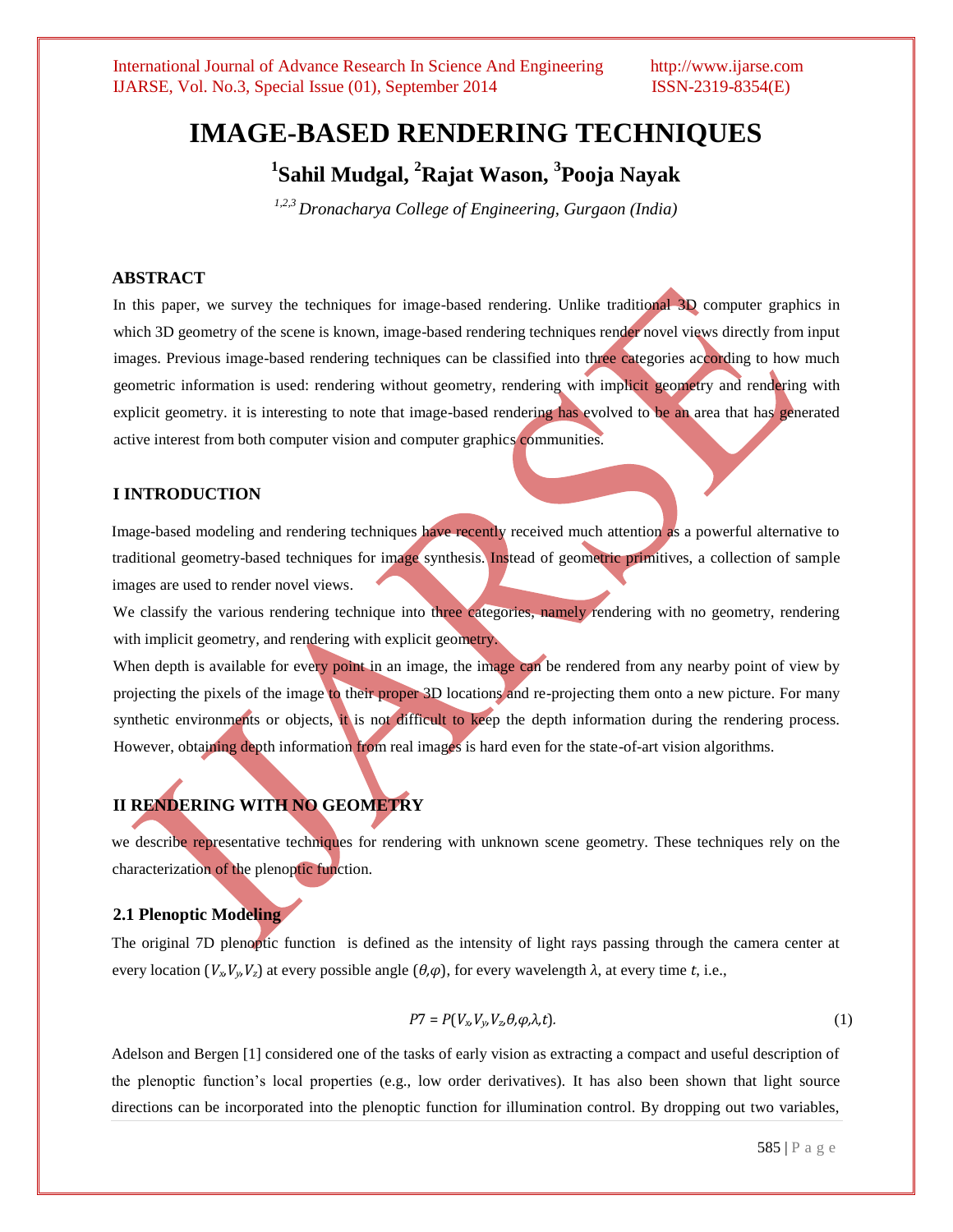# IMAGE-BASED RENDERING TECHNIQUES

## [1]Sahil Mudgal, [2]Rajat Wason, [3]Pooja Nayak

*[1,2,3] Dronacharya College of Engineering, Gurgaon (India)*

### ABSTRACT

In this paper, we survey the techniques for image-based rendering. Unlike traditional 3D computer graphics in which 3D geometry of the scene is known, image-based rendering techniques render novel views directly from input images. Previous image-based rendering techniques can be classified into three categories according to how much geometric information is used: rendering without geometry, rendering with implicit geometry and rendering with explicit geometry. it is interesting to note that image-based rendering has evolved to be an area that has generated active interest from both computer vision and computer graphics communities.

### I INTRODUCTION

Image-based modeling and rendering techniques have recently received much attention as a powerful alternative to traditional geometry-based techniques for image synthesis. Instead of geometric primitives, a collection of sample images are used to render novel views.

We classify the various rendering technique into three categories, namely rendering with no geometry, rendering with implicit geometry, and rendering with explicit geometry.

When depth is available for every point in an image, the image can be rendered from any nearby point of view by projecting the pixels of the image to their proper 3D locations and re-projecting them onto a new picture. For many synthetic environments or objects, it is not difficult to keep the depth information during the rendering process. However, obtaining depth information from real images is hard even for the state-of-art vision algorithms.

### II RENDERING WITH NO GEOMETRY

we describe representative techniques for rendering with unknown scene geometry. These techniques rely on the characterization of the plenoptic function.

#### 2.1 Plenoptic Modeling

The original 7D plenoptic function is defined as the intensity of light rays passing through the camera center at every location ($V_x$,$V_y$,$V_z$) at every possible angle ($\theta$,$\varphi$), for every wavelength $\lambda$, at every time $t$, i.e.,

$$P7 = P(V_x,V_y,V_z,\theta,\varphi,\lambda,t). \tag{1}$$

Adelson and Bergen [1] considered one of the tasks of early vision as extracting a compact and useful description of the plenoptic function's local properties (e.g., low order derivatives). It has also been shown that light source directions can be incorporated into the plenoptic function for illumination control. By dropping out two variables,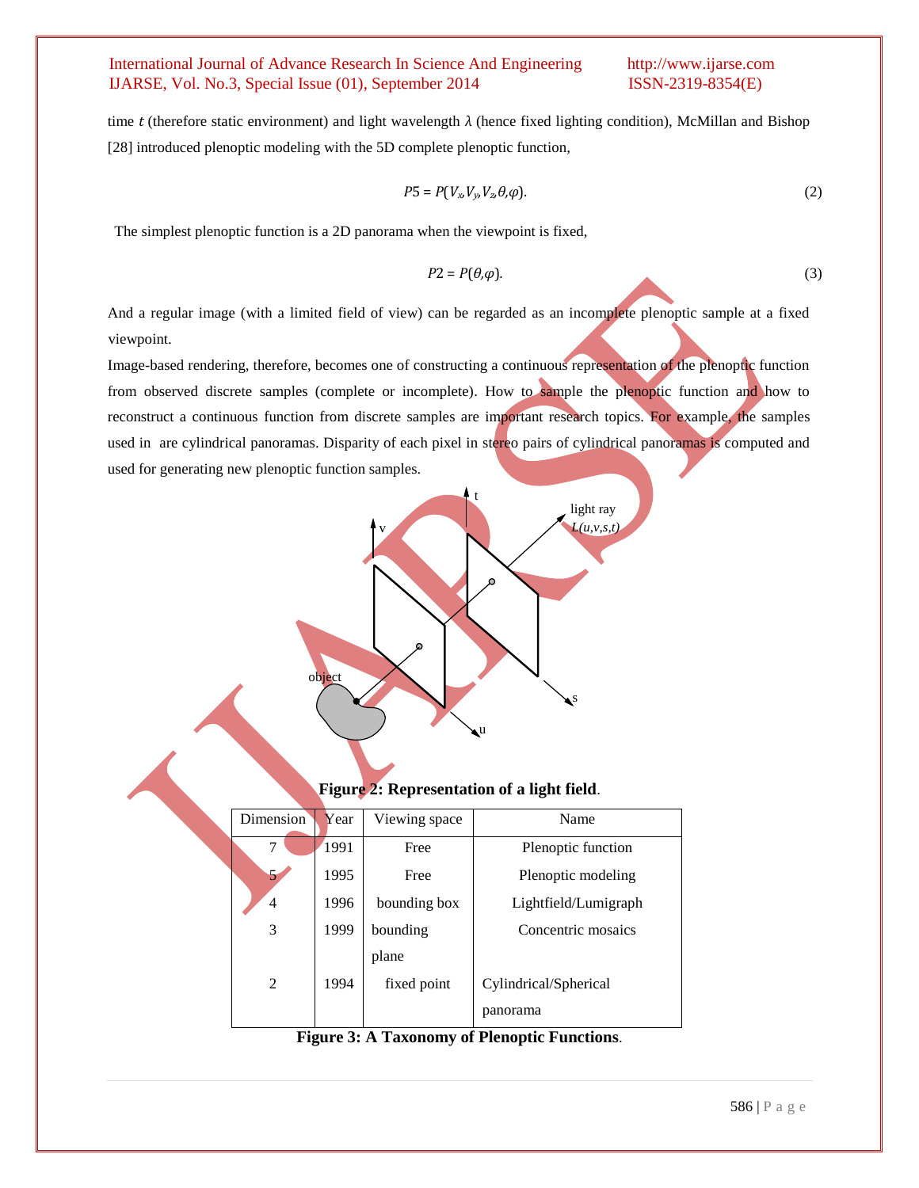time $t$ (therefore static environment) and light wavelength $\lambda$ (hence fixed lighting condition), McMillan and Bishop [28] introduced plenoptic modeling with the 5D complete plenoptic function,

$$P5 = P(V_x, V_y, V_z, \theta, \varphi). \tag{2}$$

The simplest plenoptic function is a 2D panorama when the viewpoint is fixed,

$$P2 = P(\theta, \varphi). \tag{3}$$

And a regular image (with a limited field of view) can be regarded as an incomplete plenoptic sample at a fixed viewpoint.

Image-based rendering, therefore, becomes one of constructing a continuous representation of the plenoptic function from observed discrete samples (complete or incomplete). How to sample the plenoptic function and how to reconstruct a continuous function from discrete samples are important research topics. For example, the samples used in are cylindrical panoramas. Disparity of each pixel in stereo pairs of cylindrical panoramas is computed and used for generating new plenoptic function samples.

**Figure 2: Representation of a light field**.

| Dimension | Year | Viewing space | Name |
|---|---|---|---|
| 7 | 1991 | Free | Plenoptic function |
| 5 | 1995 | Free | Plenoptic modeling |
| 4 | 1996 | bounding box | Lightfield/Lumigraph |
| 3 | 1999 | bounding plane | Concentric mosaics |
| 2 | 1994 | fixed point | Cylindrical/Spherical panorama |

**Figure 3: A Taxonomy of Plenoptic Functions**.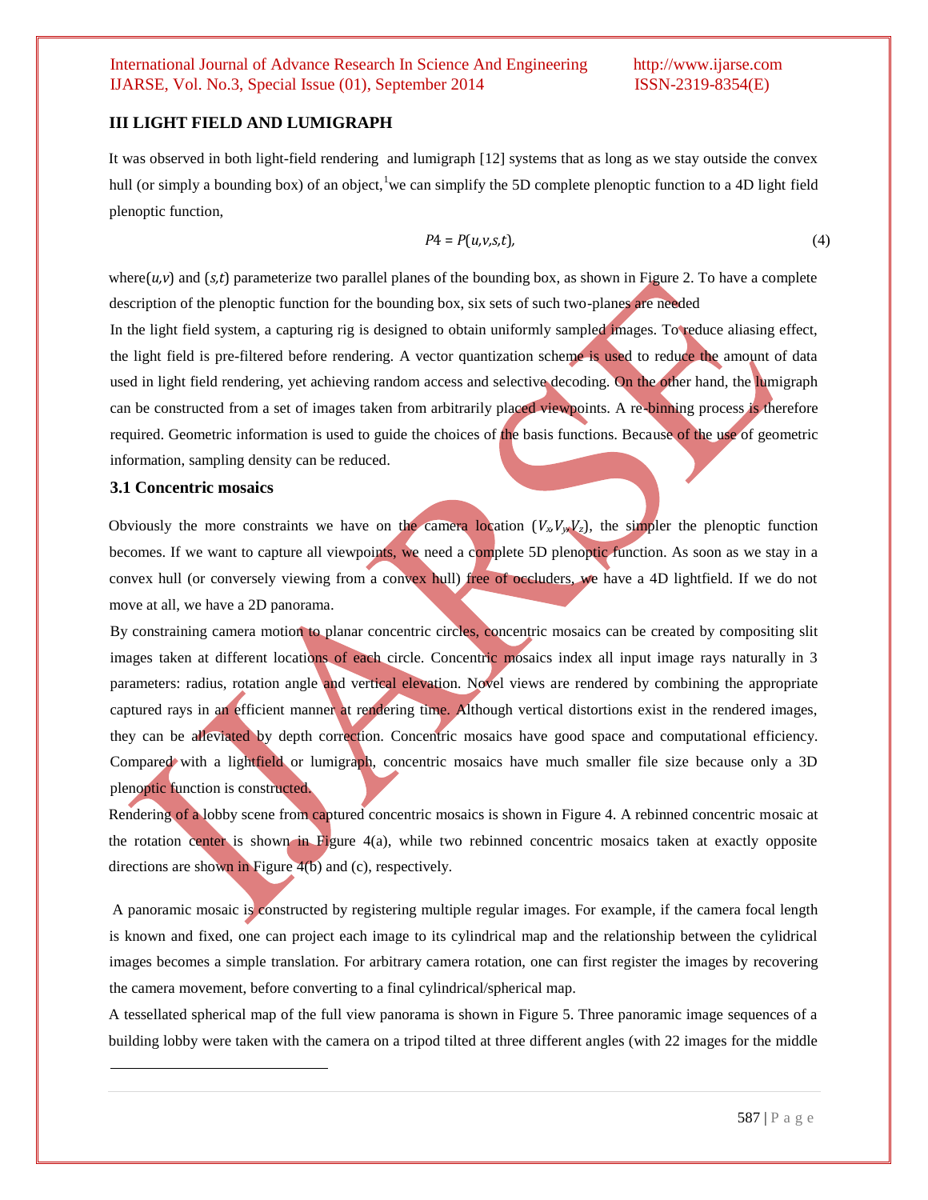## III LIGHT FIELD AND LUMIGRAPH

It was observed in both light-field rendering and lumigraph [12] systems that as long as we stay outside the convex hull (or simply a bounding box) of an object,[1]we can simplify the 5D complete plenoptic function to a 4D light field plenoptic function,

$$P4 = P(u,v,s,t), \tag{4}$$

where$(u,v)$ and $(s,t)$ parameterize two parallel planes of the bounding box, as shown in Figure 2. To have a complete description of the plenoptic function for the bounding box, six sets of such two-planes are needed

In the light field system, a capturing rig is designed to obtain uniformly sampled images. To reduce aliasing effect, the light field is pre-filtered before rendering. A vector quantization scheme is used to reduce the amount of data used in light field rendering, yet achieving random access and selective decoding. On the other hand, the lumigraph can be constructed from a set of images taken from arbitrarily placed viewpoints. A re-binning process is therefore required. Geometric information is used to guide the choices of the basis functions. Because of the use of geometric information, sampling density can be reduced.

### 3.1 Concentric mosaics

Obviously the more constraints we have on the camera location $(V_x,V_y,V_z)$, the simpler the plenoptic function becomes. If we want to capture all viewpoints, we need a complete 5D plenoptic function. As soon as we stay in a convex hull (or conversely viewing from a convex hull) free of occluders, we have a 4D lightfield. If we do not move at all, we have a 2D panorama.

By constraining camera motion to planar concentric circles, concentric mosaics can be created by compositing slit images taken at different locations of each circle. Concentric mosaics index all input image rays naturally in 3 parameters: radius, rotation angle and vertical elevation. Novel views are rendered by combining the appropriate captured rays in an efficient manner at rendering time. Although vertical distortions exist in the rendered images, they can be alleviated by depth correction. Concentric mosaics have good space and computational efficiency. Compared with a lightfield or lumigraph, concentric mosaics have much smaller file size because only a 3D plenoptic function is constructed.

Rendering of a lobby scene from captured concentric mosaics is shown in Figure 4. A rebinned concentric mosaic at the rotation center is shown in Figure 4(a), while two rebinned concentric mosaics taken at exactly opposite directions are shown in Figure 4(b) and (c), respectively.

A panoramic mosaic is constructed by registering multiple regular images. For example, if the camera focal length is known and fixed, one can project each image to its cylindrical map and the relationship between the cylidrical images becomes a simple translation. For arbitrary camera rotation, one can first register the images by recovering the camera movement, before converting to a final cylindrical/spherical map.

A tessellated spherical map of the full view panorama is shown in Figure 5. Three panoramic image sequences of a building lobby were taken with the camera on a tripod tilted at three different angles (with 22 images for the middle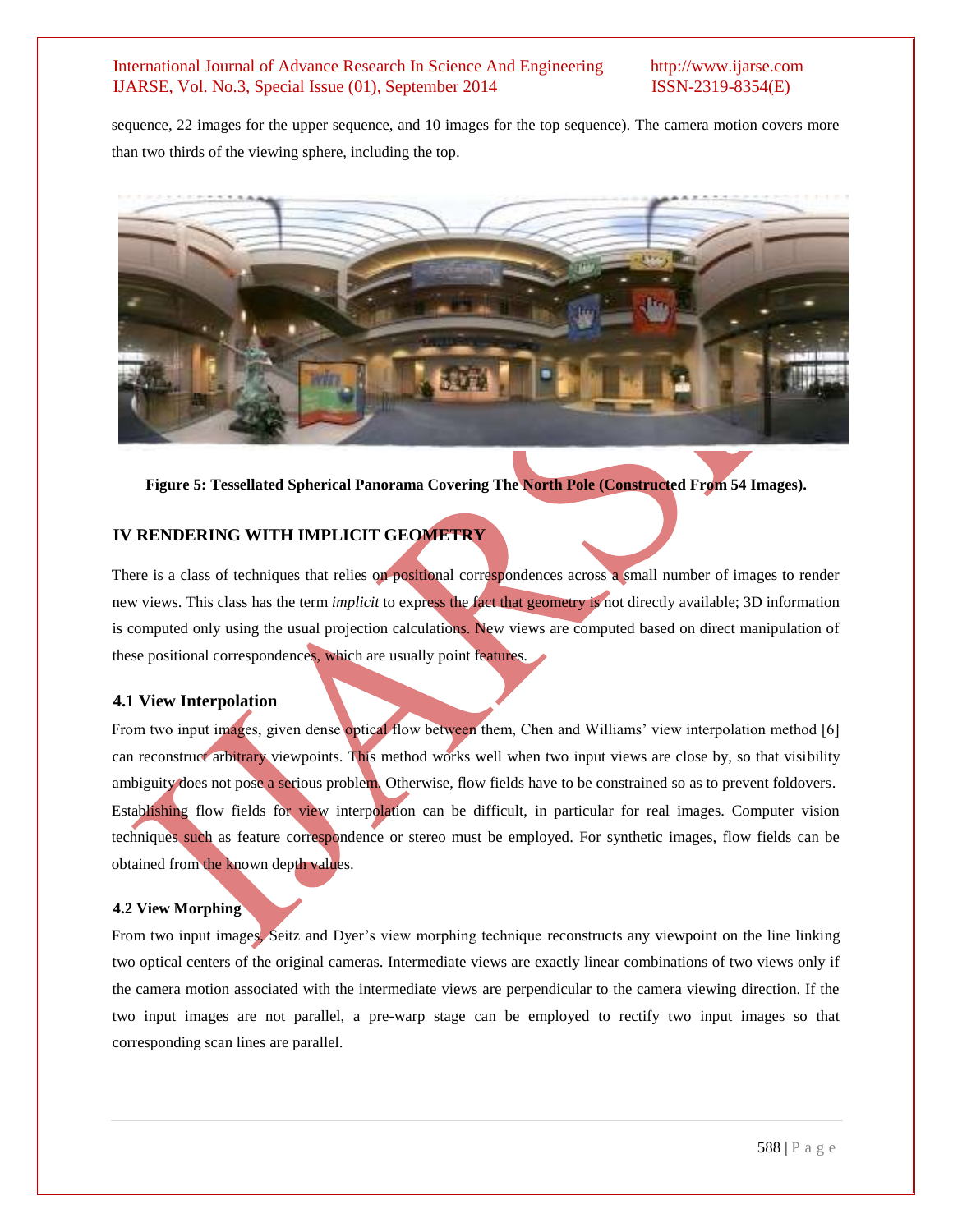sequence, 22 images for the upper sequence, and 10 images for the top sequence). The camera motion covers more than two thirds of the viewing sphere, including the top.

**Figure 5: Tessellated Spherical Panorama Covering The North Pole (Constructed From 54 Images).**

## IV RENDERING WITH IMPLICIT GEOMETRY

There is a class of techniques that relies on positional correspondences across a small number of images to render new views. This class has the term *implicit* to express the fact that geometry is not directly available; 3D information is computed only using the usual projection calculations. New views are computed based on direct manipulation of these positional correspondences, which are usually point features.

### 4.1 View Interpolation

From two input images, given dense optical flow between them, Chen and Williams' view interpolation method [6] can reconstruct arbitrary viewpoints. This method works well when two input views are close by, so that visibility ambiguity does not pose a serious problem. Otherwise, flow fields have to be constrained so as to prevent foldovers. Establishing flow fields for view interpolation can be difficult, in particular for real images. Computer vision techniques such as feature correspondence or stereo must be employed. For synthetic images, flow fields can be obtained from the known depth values.

### 4.2 View Morphing

From two input images, Seitz and Dyer's view morphing technique reconstructs any viewpoint on the line linking two optical centers of the original cameras. Intermediate views are exactly linear combinations of two views only if the camera motion associated with the intermediate views are perpendicular to the camera viewing direction. If the two input images are not parallel, a pre-warp stage can be employed to rectify two input images so that corresponding scan lines are parallel.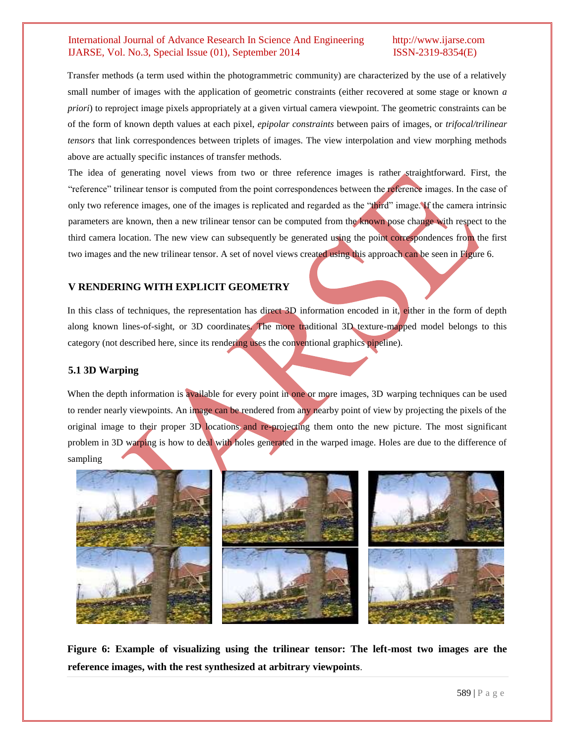Transfer methods (a term used within the photogrammetric community) are characterized by the use of a relatively small number of images with the application of geometric constraints (either recovered at some stage or known *a priori*) to reproject image pixels appropriately at a given virtual camera viewpoint. The geometric constraints can be of the form of known depth values at each pixel, *epipolar constraints* between pairs of images, or *trifocal/trilinear tensors* that link correspondences between triplets of images. The view interpolation and view morphing methods above are actually specific instances of transfer methods.

The idea of generating novel views from two or three reference images is rather straightforward. First, the "reference" trilinear tensor is computed from the point correspondences between the reference images. In the case of only two reference images, one of the images is replicated and regarded as the "third" image. If the camera intrinsic parameters are known, then a new trilinear tensor can be computed from the known pose change with respect to the third camera location. The new view can subsequently be generated using the point correspondences from the first two images and the new trilinear tensor. A set of novel views created using this approach can be seen in Figure 6.

## V RENDERING WITH EXPLICIT GEOMETRY

In this class of techniques, the representation has direct 3D information encoded in it, either in the form of depth along known lines-of-sight, or 3D coordinates. The more traditional 3D texture-mapped model belongs to this category (not described here, since its rendering uses the conventional graphics pipeline).

### 5.1 3D Warping

When the depth information is available for every point in one or more images, 3D warping techniques can be used to render nearly viewpoints. An image can be rendered from any nearby point of view by projecting the pixels of the original image to their proper 3D locations and re-projecting them onto the new picture. The most significant problem in 3D warping is how to deal with holes generated in the warped image. Holes are due to the difference of sampling

**Figure 6: Example of visualizing using the trilinear tensor: The left-most two images are the reference images, with the rest synthesized at arbitrary viewpoints**.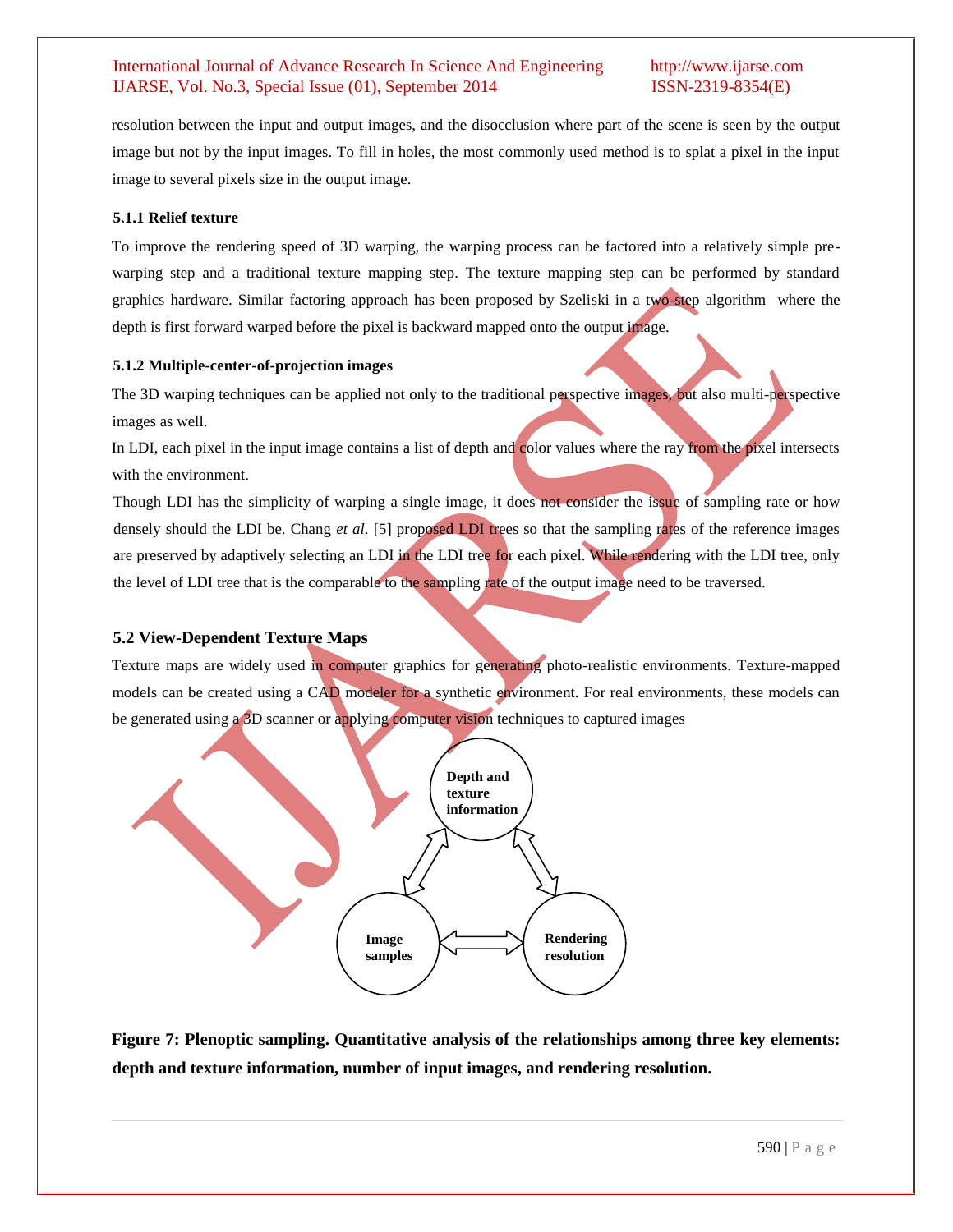resolution between the input and output images, and the disocclusion where part of the scene is seen by the output image but not by the input images. To fill in holes, the most commonly used method is to splat a pixel in the input image to several pixels size in the output image.

#### 5.1.1 Relief texture

To improve the rendering speed of 3D warping, the warping process can be factored into a relatively simple pre-warping step and a traditional texture mapping step. The texture mapping step can be performed by standard graphics hardware. Similar factoring approach has been proposed by Szeliski in a two-step algorithm where the depth is first forward warped before the pixel is backward mapped onto the output image.

#### 5.1.2 Multiple-center-of-projection images

The 3D warping techniques can be applied not only to the traditional perspective images, but also multi-perspective images as well.

In LDI, each pixel in the input image contains a list of depth and color values where the ray from the pixel intersects with the environment.

Though LDI has the simplicity of warping a single image, it does not consider the issue of sampling rate or how densely should the LDI be. Chang *et al*. [5] proposed LDI trees so that the sampling rates of the reference images are preserved by adaptively selecting an LDI in the LDI tree for each pixel. While rendering with the LDI tree, only the level of LDI tree that is the comparable to the sampling rate of the output image need to be traversed.

### 5.2 View-Dependent Texture Maps

Texture maps are widely used in computer graphics for generating photo-realistic environments. Texture-mapped models can be created using a CAD modeler for a synthetic environment. For real environments, these models can be generated using a 3D scanner or applying computer vision techniques to captured images

Depth and texture information

Image samples

Rendering resolution

**Figure 7: Plenoptic sampling. Quantitative analysis of the relationships among three key elements: depth and texture information, number of input images, and rendering resolution.**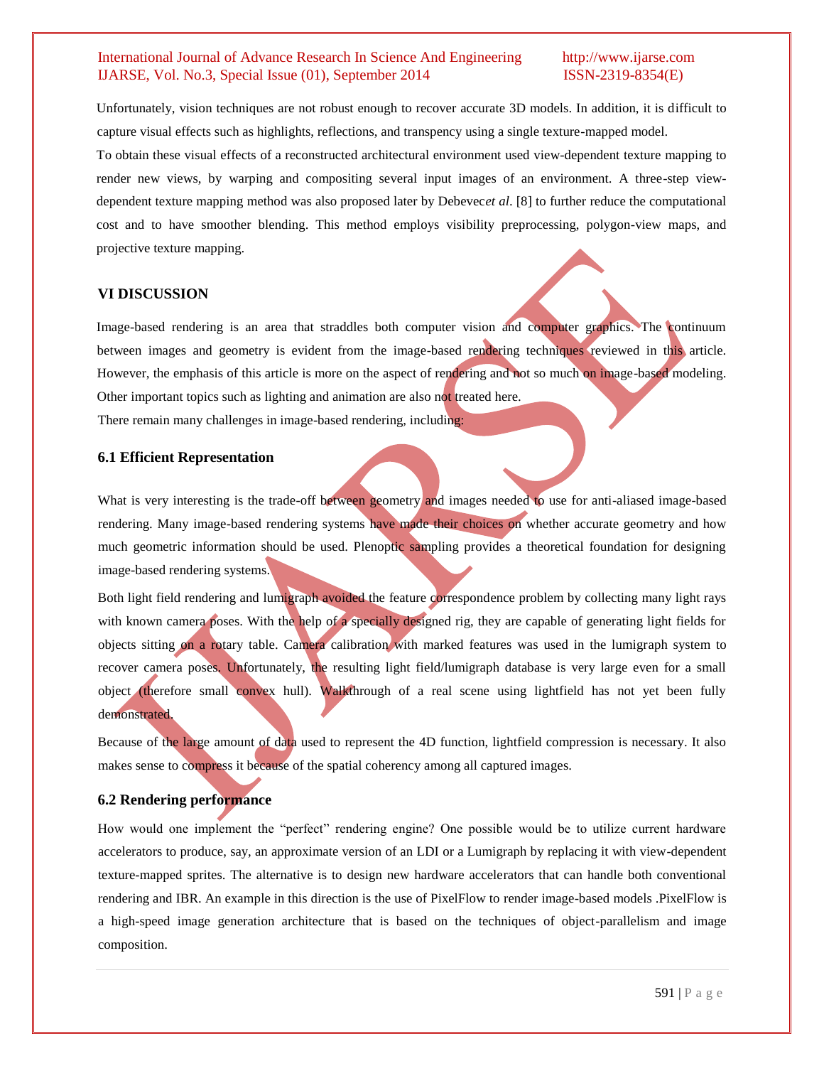Unfortunately, vision techniques are not robust enough to recover accurate 3D models. In addition, it is difficult to capture visual effects such as highlights, reflections, and transpency using a single texture-mapped model.

To obtain these visual effects of a reconstructed architectural environment used view-dependent texture mapping to render new views, by warping and compositing several input images of an environment. A three-step view-dependent texture mapping method was also proposed later by Debevec*et al*. [8] to further reduce the computational cost and to have smoother blending. This method employs visibility preprocessing, polygon-view maps, and projective texture mapping.

## VI DISCUSSION

Image-based rendering is an area that straddles both computer vision and computer graphics. The continuum between images and geometry is evident from the image-based rendering techniques reviewed in this article. However, the emphasis of this article is more on the aspect of rendering and not so much on image-based modeling. Other important topics such as lighting and animation are also not treated here.

There remain many challenges in image-based rendering, including:

### 6.1 Efficient Representation

What is very interesting is the trade-off between geometry and images needed to use for anti-aliased image-based rendering. Many image-based rendering systems have made their choices on whether accurate geometry and how much geometric information should be used. Plenoptic sampling provides a theoretical foundation for designing image-based rendering systems.

Both light field rendering and lumigraph avoided the feature correspondence problem by collecting many light rays with known camera poses. With the help of a specially designed rig, they are capable of generating light fields for objects sitting on a rotary table. Camera calibration with marked features was used in the lumigraph system to recover camera poses. Unfortunately, the resulting light field/lumigraph database is very large even for a small object (therefore small convex hull). Walkthrough of a real scene using lightfield has not yet been fully demonstrated.

Because of the large amount of data used to represent the 4D function, lightfield compression is necessary. It also makes sense to compress it because of the spatial coherency among all captured images.

### 6.2 Rendering performance

How would one implement the "perfect" rendering engine? One possible would be to utilize current hardware accelerators to produce, say, an approximate version of an LDI or a Lumigraph by replacing it with view-dependent texture-mapped sprites. The alternative is to design new hardware accelerators that can handle both conventional rendering and IBR. An example in this direction is the use of PixelFlow to render image-based models .PixelFlow is a high-speed image generation architecture that is based on the techniques of object-parallelism and image composition.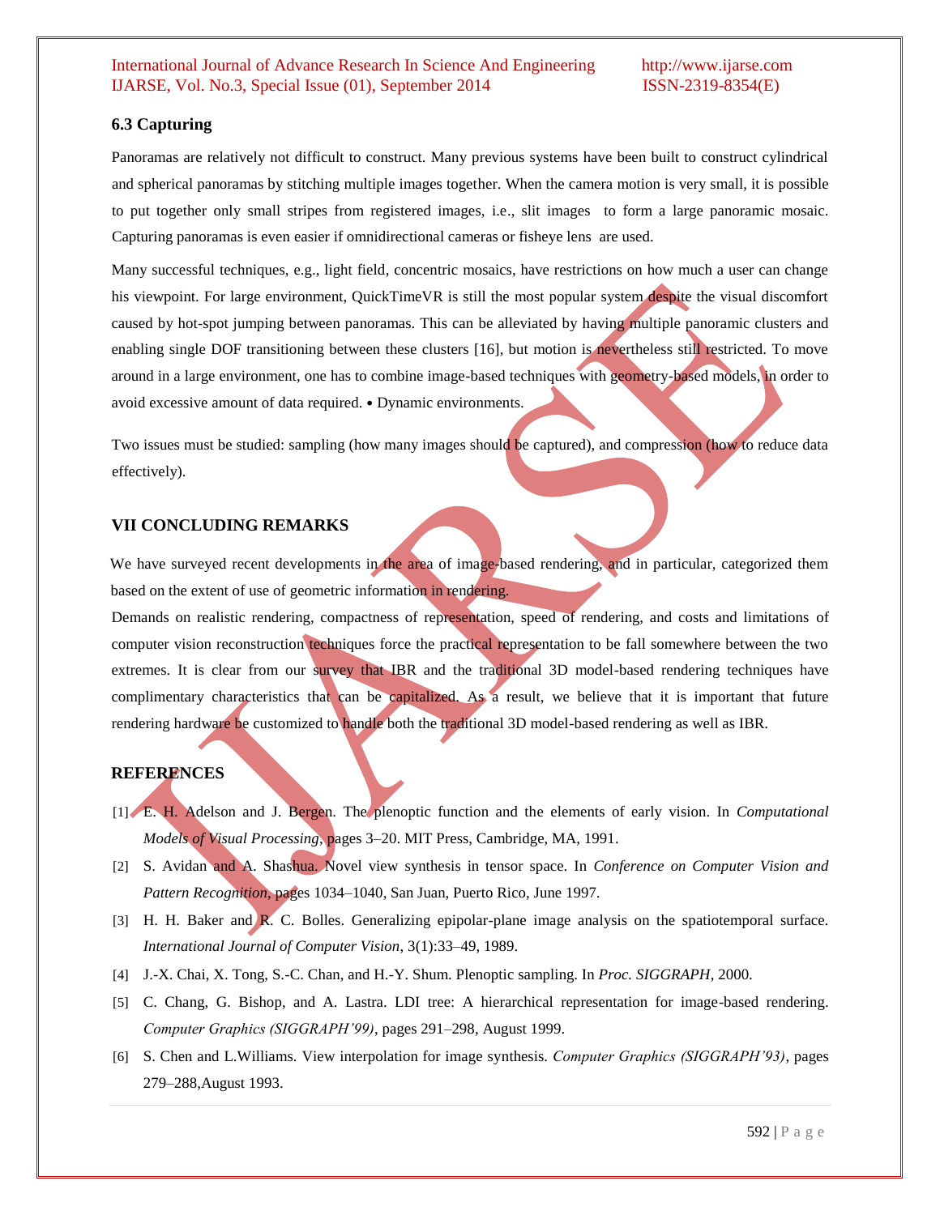### 6.3 Capturing

Panoramas are relatively not difficult to construct. Many previous systems have been built to construct cylindrical and spherical panoramas by stitching multiple images together. When the camera motion is very small, it is possible to put together only small stripes from registered images, i.e., slit images to form a large panoramic mosaic. Capturing panoramas is even easier if omnidirectional cameras or fisheye lens are used.

Many successful techniques, e.g., light field, concentric mosaics, have restrictions on how much a user can change his viewpoint. For large environment, QuickTimeVR is still the most popular system despite the visual discomfort caused by hot-spot jumping between panoramas. This can be alleviated by having multiple panoramic clusters and enabling single DOF transitioning between these clusters [16], but motion is nevertheless still restricted. To move around in a large environment, one has to combine image-based techniques with geometry-based models, in order to avoid excessive amount of data required. • Dynamic environments.

Two issues must be studied: sampling (how many images should be captured), and compression (how to reduce data effectively).

## VII CONCLUDING REMARKS

We have surveyed recent developments in the area of image-based rendering, and in particular, categorized them based on the extent of use of geometric information in rendering.

Demands on realistic rendering, compactness of representation, speed of rendering, and costs and limitations of computer vision reconstruction techniques force the practical representation to be fall somewhere between the two extremes. It is clear from our survey that IBR and the traditional 3D model-based rendering techniques have complimentary characteristics that can be capitalized. As a result, we believe that it is important that future rendering hardware be customized to handle both the traditional 3D model-based rendering as well as IBR.

## REFERENCES

[1] E. H. Adelson and J. Bergen. The plenoptic function and the elements of early vision. In *Computational Models of Visual Processing*, pages 3–20. MIT Press, Cambridge, MA, 1991.

[2] S. Avidan and A. Shashua. Novel view synthesis in tensor space. In *Conference on Computer Vision and Pattern Recognition*, pages 1034–1040, San Juan, Puerto Rico, June 1997.

[3] H. H. Baker and R. C. Bolles. Generalizing epipolar-plane image analysis on the spatiotemporal surface. *International Journal of Computer Vision*, 3(1):33–49, 1989.

[4] J.-X. Chai, X. Tong, S.-C. Chan, and H.-Y. Shum. Plenoptic sampling. In *Proc. SIGGRAPH*, 2000.

[5] C. Chang, G. Bishop, and A. Lastra. LDI tree: A hierarchical representation for image-based rendering. *Computer Graphics (SIGGRAPH'99)*, pages 291–298, August 1999.

[6] S. Chen and L.Williams. View interpolation for image synthesis. *Computer Graphics (SIGGRAPH'93)*, pages 279–288,August 1993.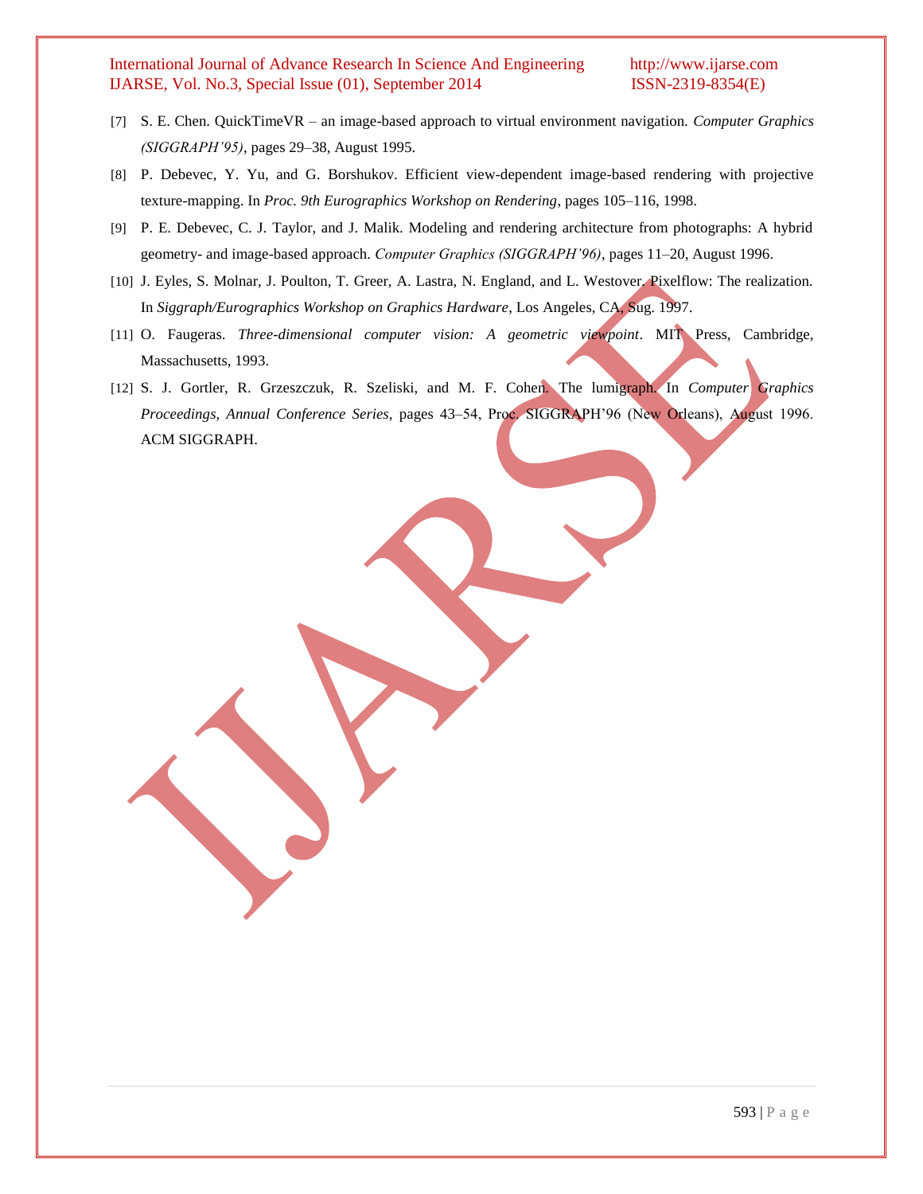[7] S. E. Chen. QuickTimeVR – an image-based approach to virtual environment navigation. *Computer Graphics (SIGGRAPH'95)*, pages 29–38, August 1995.

[8] P. Debevec, Y. Yu, and G. Borshukov. Efficient view-dependent image-based rendering with projective texture-mapping. In *Proc. 9th Eurographics Workshop on Rendering*, pages 105–116, 1998.

[9] P. E. Debevec, C. J. Taylor, and J. Malik. Modeling and rendering architecture from photographs: A hybrid geometry- and image-based approach. *Computer Graphics (SIGGRAPH'96)*, pages 11–20, August 1996.

[10] J. Eyles, S. Molnar, J. Poulton, T. Greer, A. Lastra, N. England, and L. Westover. Pixelflow: The realization. In *Siggraph/Eurographics Workshop on Graphics Hardware*, Los Angeles, CA, Sug. 1997.

[11] O. Faugeras. *Three-dimensional computer vision: A geometric viewpoint*. MIT Press, Cambridge, Massachusetts, 1993.

[12] S. J. Gortler, R. Grzeszczuk, R. Szeliski, and M. F. Cohen. The lumigraph. In *Computer Graphics Proceedings, Annual Conference Series*, pages 43–54, Proc. SIGGRAPH'96 (New Orleans), August 1996. ACM SIGGRAPH.